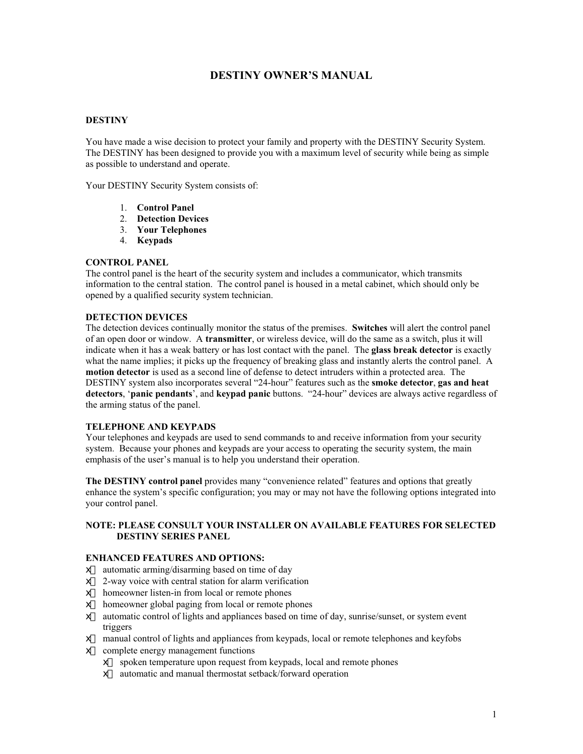# DESTINY OWNER'S MANUAL

## DESTINY

You have made a wise decision to protect your family and property with the DESTINY Security System. The DESTINY has been designed to provide you with a maximum level of security while being as simple as possible to understand and operate.

Your DESTINY Security System consists of:

1. **Control Panel**
2. **Detection Devices**
3. **Your Telephones**
4. **Keypads**

### CONTROL PANEL

The control panel is the heart of the security system and includes a communicator, which transmits information to the central station. The control panel is housed in a metal cabinet, which should only be opened by a qualified security system technician.

### DETECTION DEVICES

The detection devices continually monitor the status of the premises. **Switches** will alert the control panel of an open door or window. A **transmitter**, or wireless device, will do the same as a switch, plus it will indicate when it has a weak battery or has lost contact with the panel. The **glass break detector** is exactly what the name implies; it picks up the frequency of breaking glass and instantly alerts the control panel. A **motion detector** is used as a second line of defense to detect intruders within a protected area. The DESTINY system also incorporates several "24-hour" features such as the **smoke detector**, **gas and heat detectors**, '**panic pendants**', and **keypad panic** buttons. "24-hour" devices are always active regardless of the arming status of the panel.

### TELEPHONE AND KEYPADS

Your telephones and keypads are used to send commands to and receive information from your security system. Because your phones and keypads are your access to operating the security system, the main emphasis of the user's manual is to help you understand their operation.

**The DESTINY control panel** provides many "convenience related" features and options that greatly enhance the system's specific configuration; you may or may not have the following options integrated into your control panel.

**NOTE: PLEASE CONSULT YOUR INSTALLER ON AVAILABLE FEATURES FOR SELECTED DESTINY SERIES PANEL**

### ENHANCED FEATURES AND OPTIONS:

- automatic arming/disarming based on time of day
- 2-way voice with central station for alarm verification
- homeowner listen-in from local or remote phones
- homeowner global paging from local or remote phones
- automatic control of lights and appliances based on time of day, sunrise/sunset, or system event triggers
- manual control of lights and appliances from keypads, local or remote telephones and keyfobs
- complete energy management functions
  - spoken temperature upon request from keypads, local and remote phones
  - automatic and manual thermostat setback/forward operation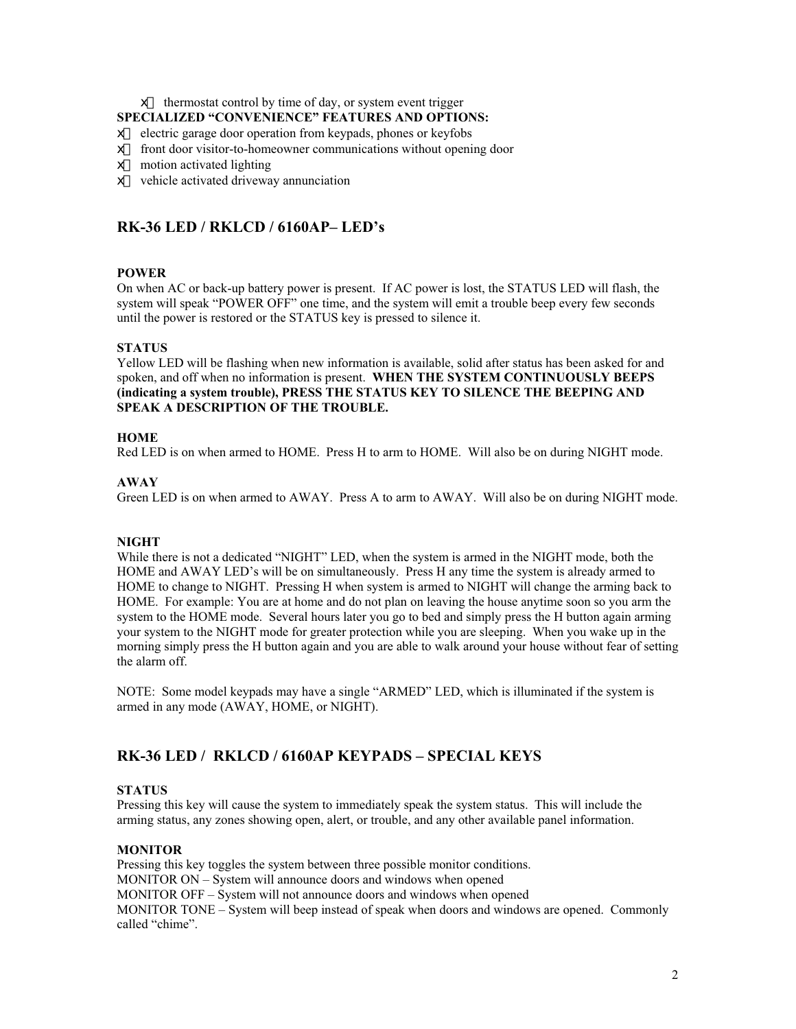- thermostat control by time of day, or system event trigger

**SPECIALIZED "CONVENIENCE" FEATURES AND OPTIONS:**

- electric garage door operation from keypads, phones or keyfobs
- front door visitor-to-homeowner communications without opening door
- motion activated lighting
- vehicle activated driveway annunciation

## RK-36 LED / RKLCD / 6160AP– LED's

**POWER**

On when AC or back-up battery power is present. If AC power is lost, the STATUS LED will flash, the system will speak "POWER OFF" one time, and the system will emit a trouble beep every few seconds until the power is restored or the STATUS key is pressed to silence it.

**STATUS**

Yellow LED will be flashing when new information is available, solid after status has been asked for and spoken, and off when no information is present. **WHEN THE SYSTEM CONTINUOUSLY BEEPS (indicating a system trouble), PRESS THE STATUS KEY TO SILENCE THE BEEPING AND SPEAK A DESCRIPTION OF THE TROUBLE.**

**HOME**

Red LED is on when armed to HOME. Press H to arm to HOME. Will also be on during NIGHT mode.

**AWAY**

Green LED is on when armed to AWAY. Press A to arm to AWAY. Will also be on during NIGHT mode.

**NIGHT**

While there is not a dedicated "NIGHT" LED, when the system is armed in the NIGHT mode, both the HOME and AWAY LED's will be on simultaneously. Press H any time the system is already armed to HOME to change to NIGHT. Pressing H when system is armed to NIGHT will change the arming back to HOME. For example: You are at home and do not plan on leaving the house anytime soon so you arm the system to the HOME mode. Several hours later you go to bed and simply press the H button again arming your system to the NIGHT mode for greater protection while you are sleeping. When you wake up in the morning simply press the H button again and you are able to walk around your house without fear of setting the alarm off.

NOTE: Some model keypads may have a single "ARMED" LED, which is illuminated if the system is armed in any mode (AWAY, HOME, or NIGHT).

## RK-36 LED / RKLCD / 6160AP KEYPADS – SPECIAL KEYS

**STATUS**

Pressing this key will cause the system to immediately speak the system status. This will include the arming status, any zones showing open, alert, or trouble, and any other available panel information.

**MONITOR**

Pressing this key toggles the system between three possible monitor conditions.
MONITOR ON – System will announce doors and windows when opened
MONITOR OFF – System will not announce doors and windows when opened
MONITOR TONE – System will beep instead of speak when doors and windows are opened. Commonly called "chime".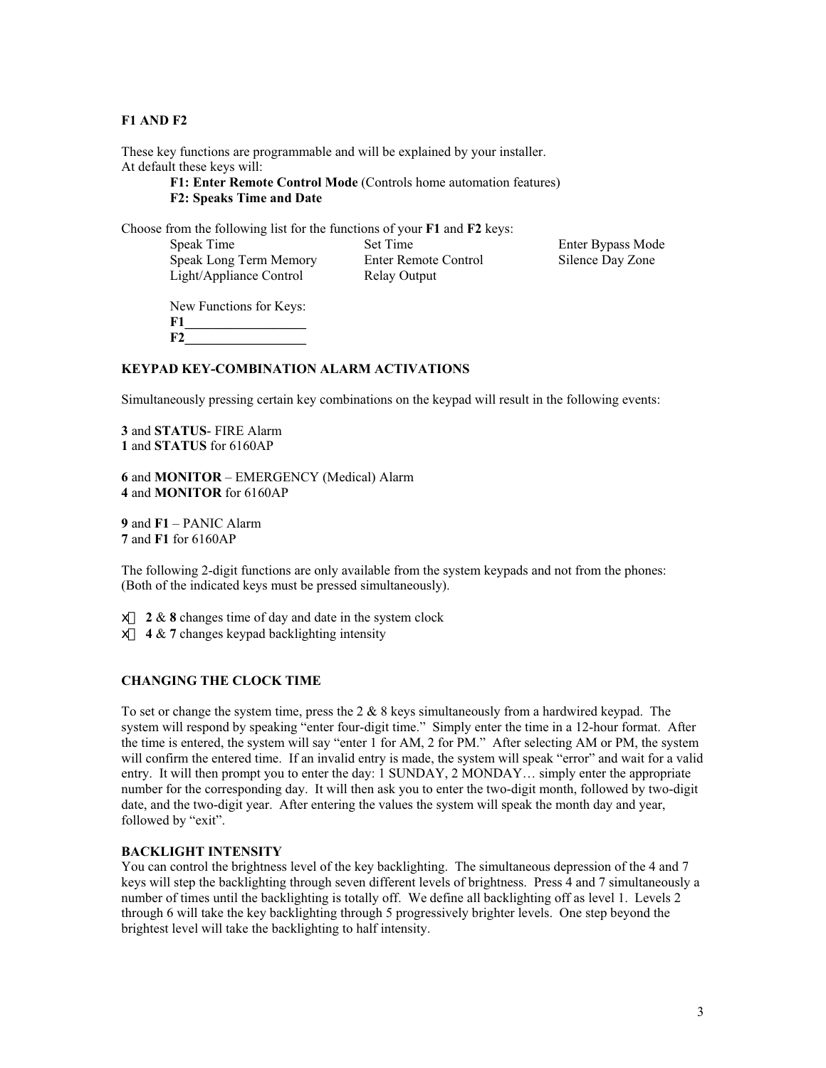**F1 AND F2**

These key functions are programmable and will be explained by your installer.
At default these keys will:

> **F1: Enter Remote Control Mode** (Controls home automation features)
> **F2: Speaks Time and Date**

Choose from the following list for the functions of your **F1** and **F2** keys:

| | | |
|---|---|---|
| Speak Time | Set Time | Enter Bypass Mode |
| Speak Long Term Memory | Enter Remote Control | Silence Day Zone |
| Light/Appliance Control | Relay Output | |

New Functions for Keys:
**F1\_\_\_\_\_\_\_\_\_\_\_\_\_\_\_\_\_\_**
**F2\_\_\_\_\_\_\_\_\_\_\_\_\_\_\_\_\_\_**

**KEYPAD KEY-COMBINATION ALARM ACTIVATIONS**

Simultaneously pressing certain key combinations on the keypad will result in the following events:

**3** and **STATUS**- FIRE Alarm
**1** and **STATUS** for 6160AP

**6** and **MONITOR** – EMERGENCY (Medical) Alarm
**4** and **MONITOR** for 6160AP

**9** and **F1** – PANIC Alarm
**7** and **F1** for 6160AP

The following 2-digit functions are only available from the system keypads and not from the phones:
(Both of the indicated keys must be pressed simultaneously).

- **2** & **8** changes time of day and date in the system clock
- **4** & **7** changes keypad backlighting intensity

**CHANGING THE CLOCK TIME**

To set or change the system time, press the 2 & 8 keys simultaneously from a hardwired keypad. The system will respond by speaking "enter four-digit time." Simply enter the time in a 12-hour format. After the time is entered, the system will say "enter 1 for AM, 2 for PM." After selecting AM or PM, the system will confirm the entered time. If an invalid entry is made, the system will speak "error" and wait for a valid entry. It will then prompt you to enter the day: 1 SUNDAY, 2 MONDAY… simply enter the appropriate number for the corresponding day. It will then ask you to enter the two-digit month, followed by two-digit date, and the two-digit year. After entering the values the system will speak the month day and year, followed by "exit".

**BACKLIGHT INTENSITY**

You can control the brightness level of the key backlighting. The simultaneous depression of the 4 and 7 keys will step the backlighting through seven different levels of brightness. Press 4 and 7 simultaneously a number of times until the backlighting is totally off. We define all backlighting off as level 1. Levels 2 through 6 will take the key backlighting through 5 progressively brighter levels. One step beyond the brightest level will take the backlighting to half intensity.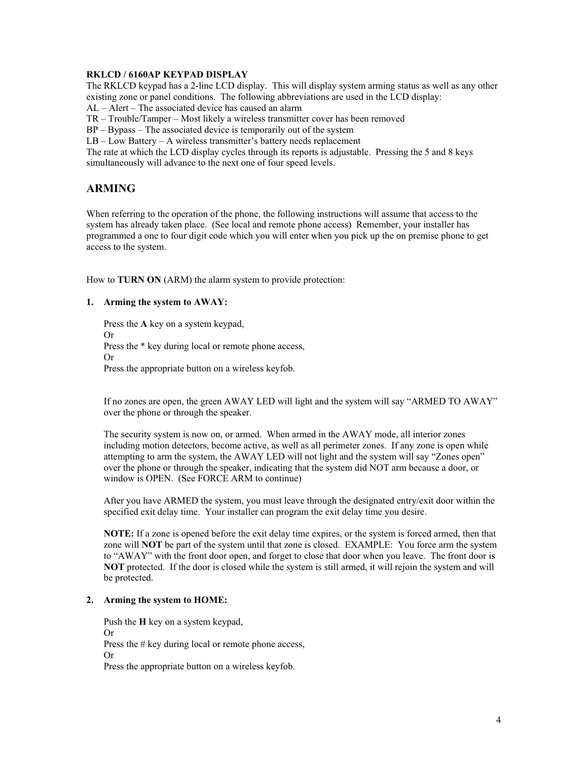**RKLCD / 6160AP KEYPAD DISPLAY**

The RKLCD keypad has a 2-line LCD display. This will display system arming status as well as any other existing zone or panel conditions. The following abbreviations are used in the LCD display:

AL – Alert – The associated device has caused an alarm
TR – Trouble/Tamper – Most likely a wireless transmitter cover has been removed
BP – Bypass – The associated device is temporarily out of the system
LB – Low Battery – A wireless transmitter's battery needs replacement

The rate at which the LCD display cycles through its reports is adjustable. Pressing the 5 and 8 keys simultaneously will advance to the next one of four speed levels.

## ARMING

When referring to the operation of the phone, the following instructions will assume that access to the system has already taken place. (See local and remote phone access) Remember, your installer has programmed a one to four digit code which you will enter when you pick up the on premise phone to get access to the system.

How to **TURN ON** (ARM) the alarm system to provide protection:

1. **Arming the system to AWAY:**

   Press the **A** key on a system keypad,
   Or
   Press the * key during local or remote phone access,
   Or
   Press the appropriate button on a wireless keyfob.

   If no zones are open, the green AWAY LED will light and the system will say "ARMED TO AWAY" over the phone or through the speaker.

   The security system is now on, or armed. When armed in the AWAY mode, all interior zones including motion detectors, become active, as well as all perimeter zones. If any zone is open while attempting to arm the system, the AWAY LED will not light and the system will say "Zones open" over the phone or through the speaker, indicating that the system did NOT arm because a door, or window is OPEN. (See FORCE ARM to continue)

   After you have ARMED the system, you must leave through the designated entry/exit door within the specified exit delay time. Your installer can program the exit delay time you desire.

   **NOTE:** If a zone is opened before the exit delay time expires, or the system is forced armed, then that zone will **NOT** be part of the system until that zone is closed. EXAMPLE: You force arm the system to "AWAY" with the front door open, and forget to close that door when you leave. The front door is **NOT** protected. If the door is closed while the system is still armed, it will rejoin the system and will be protected.

2. **Arming the system to HOME:**

   Push the **H** key on a system keypad,
   Or
   Press the # key during local or remote phone access,
   Or
   Press the appropriate button on a wireless keyfob.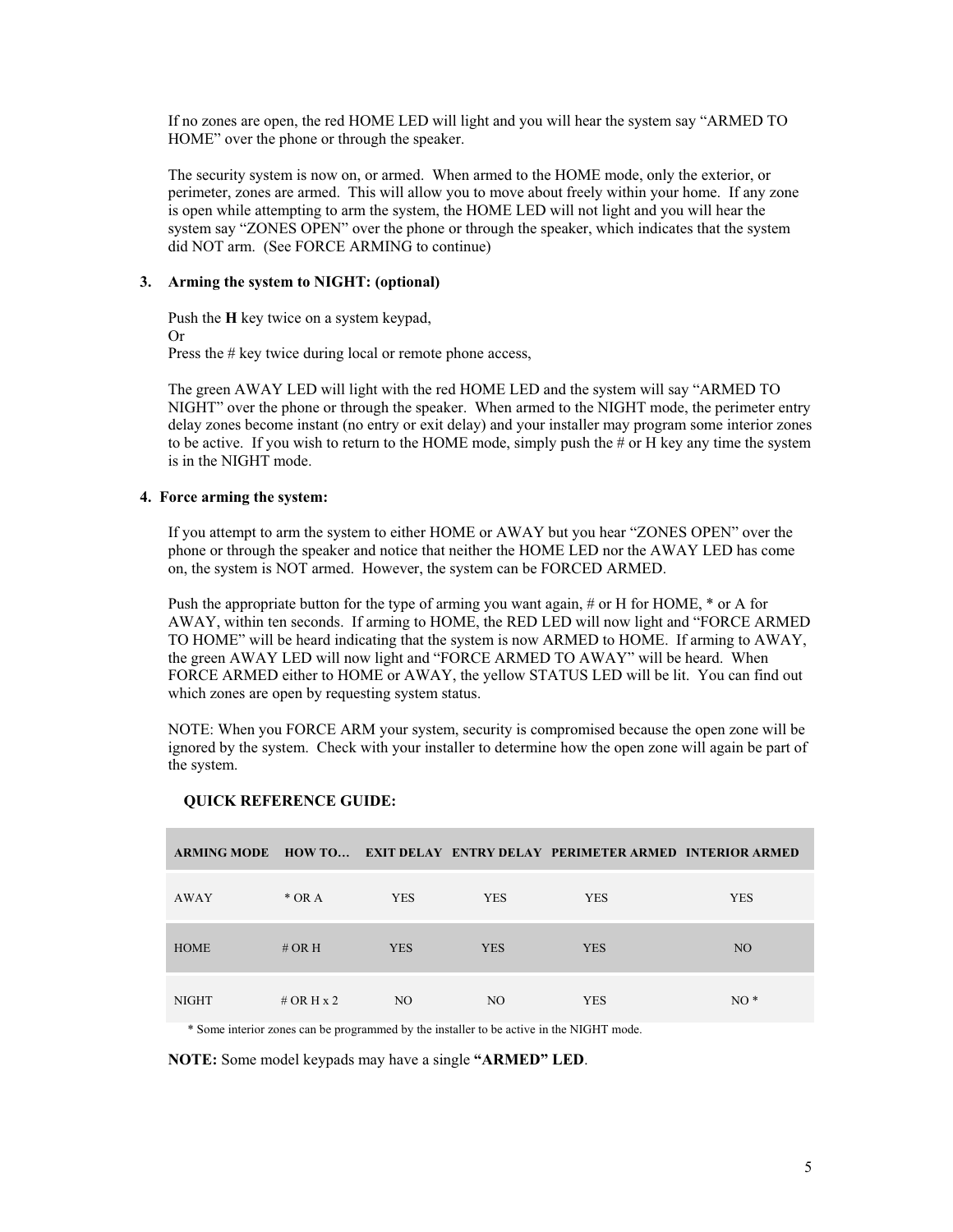If no zones are open, the red HOME LED will light and you will hear the system say "ARMED TO HOME" over the phone or through the speaker.

The security system is now on, or armed. When armed to the HOME mode, only the exterior, or perimeter, zones are armed. This will allow you to move about freely within your home. If any zone is open while attempting to arm the system, the HOME LED will not light and you will hear the system say "ZONES OPEN" over the phone or through the speaker, which indicates that the system did NOT arm. (See FORCE ARMING to continue)

### 3. Arming the system to NIGHT: (optional)

Push the **H** key twice on a system keypad,
Or
Press the # key twice during local or remote phone access,

The green AWAY LED will light with the red HOME LED and the system will say "ARMED TO NIGHT" over the phone or through the speaker. When armed to the NIGHT mode, the perimeter entry delay zones become instant (no entry or exit delay) and your installer may program some interior zones to be active. If you wish to return to the HOME mode, simply push the # or H key any time the system is in the NIGHT mode.

### 4. Force arming the system:

If you attempt to arm the system to either HOME or AWAY but you hear "ZONES OPEN" over the phone or through the speaker and notice that neither the HOME LED nor the AWAY LED has come on, the system is NOT armed. However, the system can be FORCED ARMED.

Push the appropriate button for the type of arming you want again, # or H for HOME, * or A for AWAY, within ten seconds. If arming to HOME, the RED LED will now light and "FORCE ARMED TO HOME" will be heard indicating that the system is now ARMED to HOME. If arming to AWAY, the green AWAY LED will now light and "FORCE ARMED TO AWAY" will be heard. When FORCE ARMED either to HOME or AWAY, the yellow STATUS LED will be lit. You can find out which zones are open by requesting system status.

NOTE: When you FORCE ARM your system, security is compromised because the open zone will be ignored by the system. Check with your installer to determine how the open zone will again be part of the system.

**QUICK REFERENCE GUIDE:**

| ARMING MODE | HOW TO… | EXIT DELAY | ENTRY DELAY | PERIMETER ARMED | INTERIOR ARMED |
|---|---|---|---|---|---|
| AWAY | * OR A | YES | YES | YES | YES |
| HOME | # OR H | YES | YES | YES | NO |
| NIGHT | # OR H x 2 | NO | NO | YES | NO * |

* Some interior zones can be programmed by the installer to be active in the NIGHT mode.

**NOTE:** Some model keypads may have a single **"ARMED" LED**.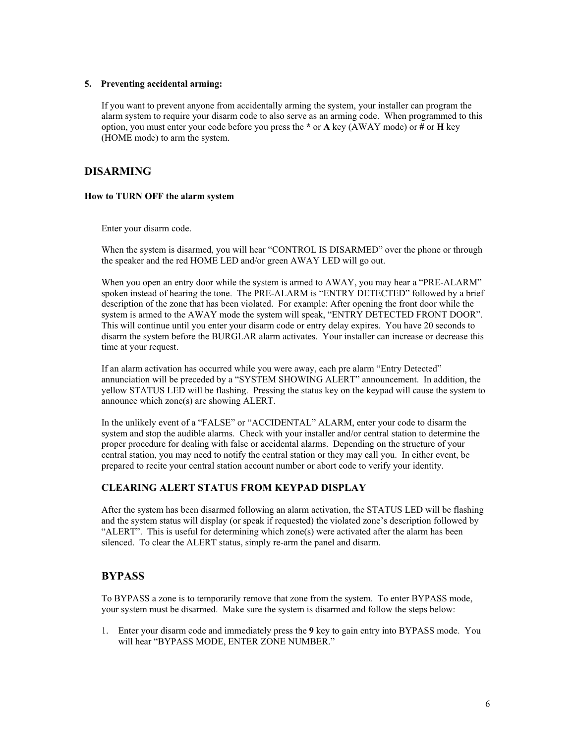5. **Preventing accidental arming:**

   If you want to prevent anyone from accidentally arming the system, your installer can program the alarm system to require your disarm code to also serve as an arming code. When programmed to this option, you must enter your code before you press the **\*** or **A** key (AWAY mode) or **#** or **H** key (HOME mode) to arm the system.

## DISARMING

### How to TURN OFF the alarm system

Enter your disarm code.

When the system is disarmed, you will hear "CONTROL IS DISARMED" over the phone or through the speaker and the red HOME LED and/or green AWAY LED will go out.

When you open an entry door while the system is armed to AWAY, you may hear a "PRE-ALARM" spoken instead of hearing the tone. The PRE-ALARM is "ENTRY DETECTED" followed by a brief description of the zone that has been violated. For example: After opening the front door while the system is armed to the AWAY mode the system will speak, "ENTRY DETECTED FRONT DOOR". This will continue until you enter your disarm code or entry delay expires. You have 20 seconds to disarm the system before the BURGLAR alarm activates. Your installer can increase or decrease this time at your request.

If an alarm activation has occurred while you were away, each pre alarm "Entry Detected" annunciation will be preceded by a "SYSTEM SHOWING ALERT" announcement. In addition, the yellow STATUS LED will be flashing. Pressing the status key on the keypad will cause the system to announce which zone(s) are showing ALERT.

In the unlikely event of a "FALSE" or "ACCIDENTAL" ALARM, enter your code to disarm the system and stop the audible alarms. Check with your installer and/or central station to determine the proper procedure for dealing with false or accidental alarms. Depending on the structure of your central station, you may need to notify the central station or they may call you. In either event, be prepared to recite your central station account number or abort code to verify your identity.

### CLEARING ALERT STATUS FROM KEYPAD DISPLAY

After the system has been disarmed following an alarm activation, the STATUS LED will be flashing and the system status will display (or speak if requested) the violated zone's description followed by "ALERT". This is useful for determining which zone(s) were activated after the alarm has been silenced. To clear the ALERT status, simply re-arm the panel and disarm.

## BYPASS

To BYPASS a zone is to temporarily remove that zone from the system. To enter BYPASS mode, your system must be disarmed. Make sure the system is disarmed and follow the steps below:

1. Enter your disarm code and immediately press the **9** key to gain entry into BYPASS mode. You will hear "BYPASS MODE, ENTER ZONE NUMBER."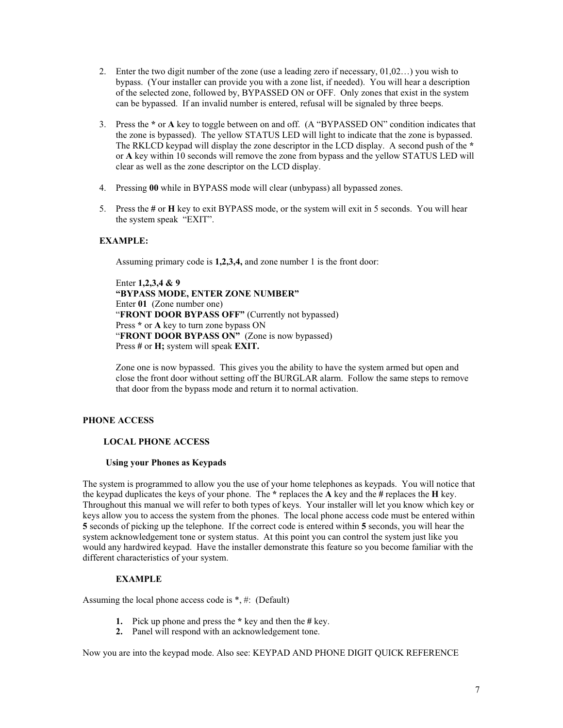2. Enter the two digit number of the zone (use a leading zero if necessary, 01,02…) you wish to bypass. (Your installer can provide you with a zone list, if needed). You will hear a description of the selected zone, followed by, BYPASSED ON or OFF. Only zones that exist in the system can be bypassed. If an invalid number is entered, refusal will be signaled by three beeps.

3. Press the **\*** or **A** key to toggle between on and off. (A "BYPASSED ON" condition indicates that the zone is bypassed). The yellow STATUS LED will light to indicate that the zone is bypassed. The RKLCD keypad will display the zone descriptor in the LCD display. A second push of the **\*** or **A** key within 10 seconds will remove the zone from bypass and the yellow STATUS LED will clear as well as the zone descriptor on the LCD display.

4. Pressing **00** while in BYPASS mode will clear (unbypass) all bypassed zones.

5. Press the **#** or **H** key to exit BYPASS mode, or the system will exit in 5 seconds. You will hear the system speak "EXIT".

**EXAMPLE:**

Assuming primary code is **1,2,3,4,** and zone number 1 is the front door:

Enter **1,2,3,4 & 9**
**"BYPASS MODE, ENTER ZONE NUMBER"**
Enter **01** (Zone number one)
"**FRONT DOOR BYPASS OFF"** (Currently not bypassed)
Press **\*** or **A** key to turn zone bypass ON
"**FRONT DOOR BYPASS ON"** (Zone is now bypassed)
Press **#** or **H;** system will speak **EXIT.**

Zone one is now bypassed. This gives you the ability to have the system armed but open and close the front door without setting off the BURGLAR alarm. Follow the same steps to remove that door from the bypass mode and return it to normal activation.

## PHONE ACCESS

### LOCAL PHONE ACCESS

#### Using your Phones as Keypads

The system is programmed to allow you the use of your home telephones as keypads. You will notice that the keypad duplicates the keys of your phone. The **\*** replaces the **A** key and the **#** replaces the **H** key. Throughout this manual we will refer to both types of keys. Your installer will let you know which key or keys allow you to access the system from the phones. The local phone access code must be entered within **5** seconds of picking up the telephone. If the correct code is entered within **5** seconds, you will hear the system acknowledgement tone or system status. At this point you can control the system just like you would any hardwired keypad. Have the installer demonstrate this feature so you become familiar with the different characteristics of your system.

#### EXAMPLE

Assuming the local phone access code is *, #: (Default)

1. Pick up phone and press the **\*** key and then the **#** key.
2. Panel will respond with an acknowledgement tone.

Now you are into the keypad mode. Also see: KEYPAD AND PHONE DIGIT QUICK REFERENCE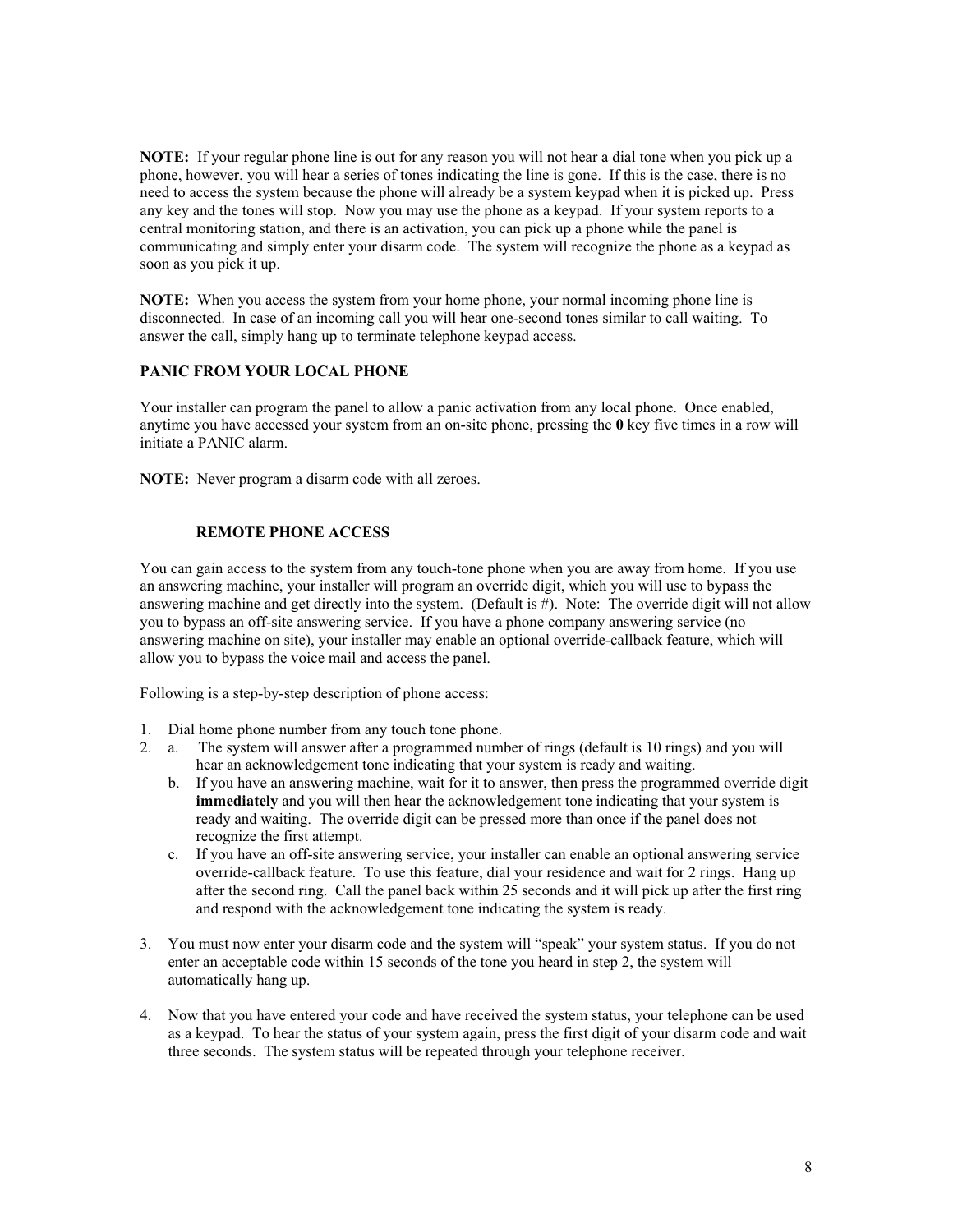**NOTE:** If your regular phone line is out for any reason you will not hear a dial tone when you pick up a phone, however, you will hear a series of tones indicating the line is gone. If this is the case, there is no need to access the system because the phone will already be a system keypad when it is picked up. Press any key and the tones will stop. Now you may use the phone as a keypad. If your system reports to a central monitoring station, and there is an activation, you can pick up a phone while the panel is communicating and simply enter your disarm code. The system will recognize the phone as a keypad as soon as you pick it up.

**NOTE:** When you access the system from your home phone, your normal incoming phone line is disconnected. In case of an incoming call you will hear one-second tones similar to call waiting. To answer the call, simply hang up to terminate telephone keypad access.

## PANIC FROM YOUR LOCAL PHONE

Your installer can program the panel to allow a panic activation from any local phone. Once enabled, anytime you have accessed your system from an on-site phone, pressing the **0** key five times in a row will initiate a PANIC alarm.

**NOTE:** Never program a disarm code with all zeroes.

## REMOTE PHONE ACCESS

You can gain access to the system from any touch-tone phone when you are away from home. If you use an answering machine, your installer will program an override digit, which you will use to bypass the answering machine and get directly into the system. (Default is #). Note: The override digit will not allow you to bypass an off-site answering service. If you have a phone company answering service (no answering machine on site), your installer may enable an optional override-callback feature, which will allow you to bypass the voice mail and access the panel.

Following is a step-by-step description of phone access:

1. Dial home phone number from any touch tone phone.
2. a. The system will answer after a programmed number of rings (default is 10 rings) and you will hear an acknowledgement tone indicating that your system is ready and waiting.
   b. If you have an answering machine, wait for it to answer, then press the programmed override digit **immediately** and you will then hear the acknowledgement tone indicating that your system is ready and waiting. The override digit can be pressed more than once if the panel does not recognize the first attempt.
   c. If you have an off-site answering service, your installer can enable an optional answering service override-callback feature. To use this feature, dial your residence and wait for 2 rings. Hang up after the second ring. Call the panel back within 25 seconds and it will pick up after the first ring and respond with the acknowledgement tone indicating the system is ready.
3. You must now enter your disarm code and the system will "speak" your system status. If you do not enter an acceptable code within 15 seconds of the tone you heard in step 2, the system will automatically hang up.
4. Now that you have entered your code and have received the system status, your telephone can be used as a keypad. To hear the status of your system again, press the first digit of your disarm code and wait three seconds. The system status will be repeated through your telephone receiver.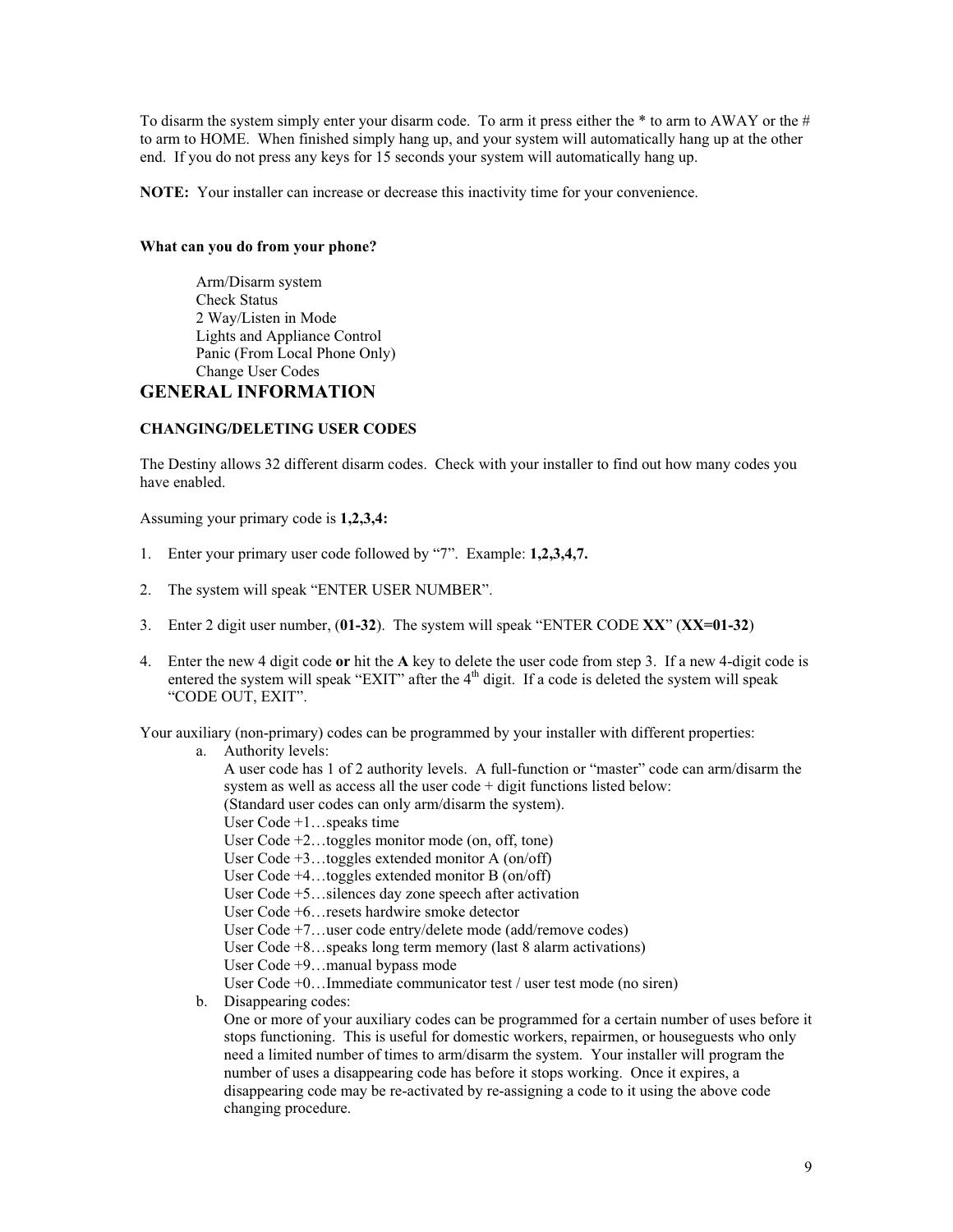To disarm the system simply enter your disarm code. To arm it press either the * to arm to AWAY or the # to arm to HOME. When finished simply hang up, and your system will automatically hang up at the other end. If you do not press any keys for 15 seconds your system will automatically hang up.

**NOTE:** Your installer can increase or decrease this inactivity time for your convenience.

**What can you do from your phone?**

Arm/Disarm system
Check Status
2 Way/Listen in Mode
Lights and Appliance Control
Panic (From Local Phone Only)
Change User Codes

## GENERAL INFORMATION

### CHANGING/DELETING USER CODES

The Destiny allows 32 different disarm codes. Check with your installer to find out how many codes you have enabled.

Assuming your primary code is **1,2,3,4:**

1. Enter your primary user code followed by "7". Example: **1,2,3,4,7.**

2. The system will speak "ENTER USER NUMBER".

3. Enter 2 digit user number, (**01-32**). The system will speak "ENTER CODE **XX**" (**XX=01-32**)

4. Enter the new 4 digit code **or** hit the **A** key to delete the user code from step 3. If a new 4-digit code is entered the system will speak "EXIT" after the 4th digit. If a code is deleted the system will speak "CODE OUT, EXIT".

Your auxiliary (non-primary) codes can be programmed by your installer with different properties:

a. Authority levels:
   A user code has 1 of 2 authority levels. A full-function or "master" code can arm/disarm the system as well as access all the user code + digit functions listed below:
   (Standard user codes can only arm/disarm the system).
   User Code +1…speaks time
   User Code +2…toggles monitor mode (on, off, tone)
   User Code +3…toggles extended monitor A (on/off)
   User Code +4…toggles extended monitor B (on/off)
   User Code +5…silences day zone speech after activation
   User Code +6…resets hardwire smoke detector
   User Code +7…user code entry/delete mode (add/remove codes)
   User Code +8…speaks long term memory (last 8 alarm activations)
   User Code +9…manual bypass mode
   User Code +0…Immediate communicator test / user test mode (no siren)

b. Disappearing codes:
   One or more of your auxiliary codes can be programmed for a certain number of uses before it stops functioning. This is useful for domestic workers, repairmen, or houseguests who only need a limited number of times to arm/disarm the system. Your installer will program the number of uses a disappearing code has before it stops working. Once it expires, a disappearing code may be re-activated by re-assigning a code to it using the above code changing procedure.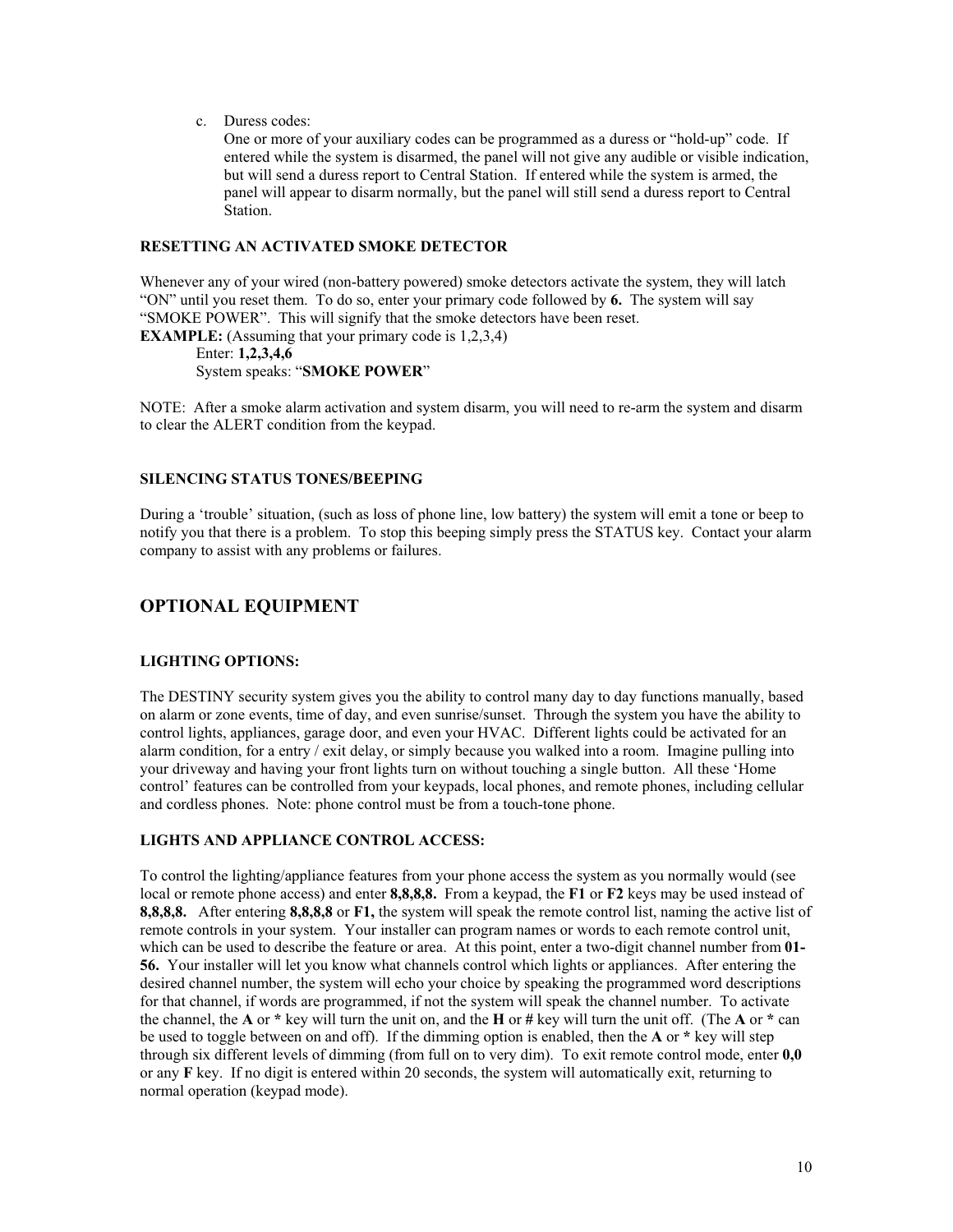c. Duress codes:
   One or more of your auxiliary codes can be programmed as a duress or "hold-up" code. If entered while the system is disarmed, the panel will not give any audible or visible indication, but will send a duress report to Central Station. If entered while the system is armed, the panel will appear to disarm normally, but the panel will still send a duress report to Central Station.

**RESETTING AN ACTIVATED SMOKE DETECTOR**

Whenever any of your wired (non-battery powered) smoke detectors activate the system, they will latch "ON" until you reset them. To do so, enter your primary code followed by **6.** The system will say "SMOKE POWER". This will signify that the smoke detectors have been reset.

**EXAMPLE:** (Assuming that your primary code is 1,2,3,4)

Enter: **1,2,3,4,6**

System speaks: "**SMOKE POWER**"

NOTE: After a smoke alarm activation and system disarm, you will need to re-arm the system and disarm to clear the ALERT condition from the keypad.

**SILENCING STATUS TONES/BEEPING**

During a 'trouble' situation, (such as loss of phone line, low battery) the system will emit a tone or beep to notify you that there is a problem. To stop this beeping simply press the STATUS key. Contact your alarm company to assist with any problems or failures.

## OPTIONAL EQUIPMENT

**LIGHTING OPTIONS:**

The DESTINY security system gives you the ability to control many day to day functions manually, based on alarm or zone events, time of day, and even sunrise/sunset. Through the system you have the ability to control lights, appliances, garage door, and even your HVAC. Different lights could be activated for an alarm condition, for a entry / exit delay, or simply because you walked into a room. Imagine pulling into your driveway and having your front lights turn on without touching a single button. All these 'Home control' features can be controlled from your keypads, local phones, and remote phones, including cellular and cordless phones. Note: phone control must be from a touch-tone phone.

**LIGHTS AND APPLIANCE CONTROL ACCESS:**

To control the lighting/appliance features from your phone access the system as you normally would (see local or remote phone access) and enter **8,8,8,8.** From a keypad, the **F1** or **F2** keys may be used instead of **8,8,8,8.** After entering **8,8,8,8** or **F1,** the system will speak the remote control list, naming the active list of remote controls in your system. Your installer can program names or words to each remote control unit, which can be used to describe the feature or area. At this point, enter a two-digit channel number from **01-56.** Your installer will let you know what channels control which lights or appliances. After entering the desired channel number, the system will echo your choice by speaking the programmed word descriptions for that channel, if words are programmed, if not the system will speak the channel number. To activate the channel, the **A** or **\*** key will turn the unit on, and the **H** or **#** key will turn the unit off. (The **A** or **\*** can be used to toggle between on and off). If the dimming option is enabled, then the **A** or **\*** key will step through six different levels of dimming (from full on to very dim). To exit remote control mode, enter **0,0** or any **F** key. If no digit is entered within 20 seconds, the system will automatically exit, returning to normal operation (keypad mode).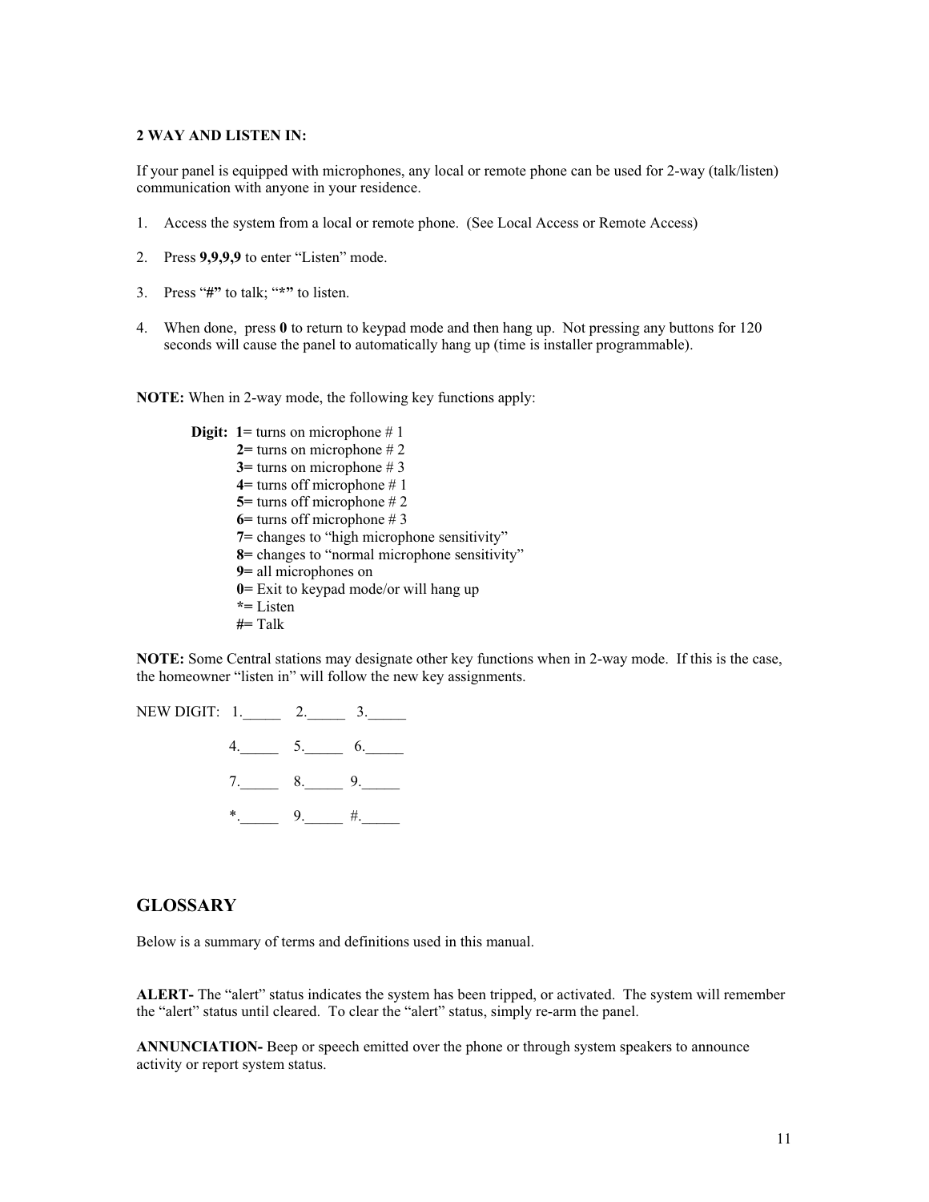**2 WAY AND LISTEN IN:**

If your panel is equipped with microphones, any local or remote phone can be used for 2-way (talk/listen) communication with anyone in your residence.

1. Access the system from a local or remote phone. (See Local Access or Remote Access)
2. Press **9,9,9,9** to enter "Listen" mode.
3. Press "**#**" to talk; "*****" to listen.
4. When done, press **0** to return to keypad mode and then hang up. Not pressing any buttons for 120 seconds will cause the panel to automatically hang up (time is installer programmable).

**NOTE:** When in 2-way mode, the following key functions apply:

**Digit:** **1**= turns on microphone # 1
**2**= turns on microphone # 2
**3**= turns on microphone # 3
**4**= turns off microphone # 1
**5**= turns off microphone # 2
**6**= turns off microphone # 3
**7**= changes to "high microphone sensitivity"
**8**= changes to "normal microphone sensitivity"
**9**= all microphones on
**0**= Exit to keypad mode/or will hang up
*****= Listen
**#**= Talk

**NOTE:** Some Central stations may designate other key functions when in 2-way mode. If this is the case, the homeowner "listen in" will follow the new key assignments.

NEW DIGIT: 1._____ 2._____ 3._____

4._____ 5._____ 6._____

7._____ 8._____ 9._____

*._____ 9._____ #._____

## GLOSSARY

Below is a summary of terms and definitions used in this manual.

**ALERT-** The "alert" status indicates the system has been tripped, or activated. The system will remember the "alert" status until cleared. To clear the "alert" status, simply re-arm the panel.

**ANNUNCIATION-** Beep or speech emitted over the phone or through system speakers to announce activity or report system status.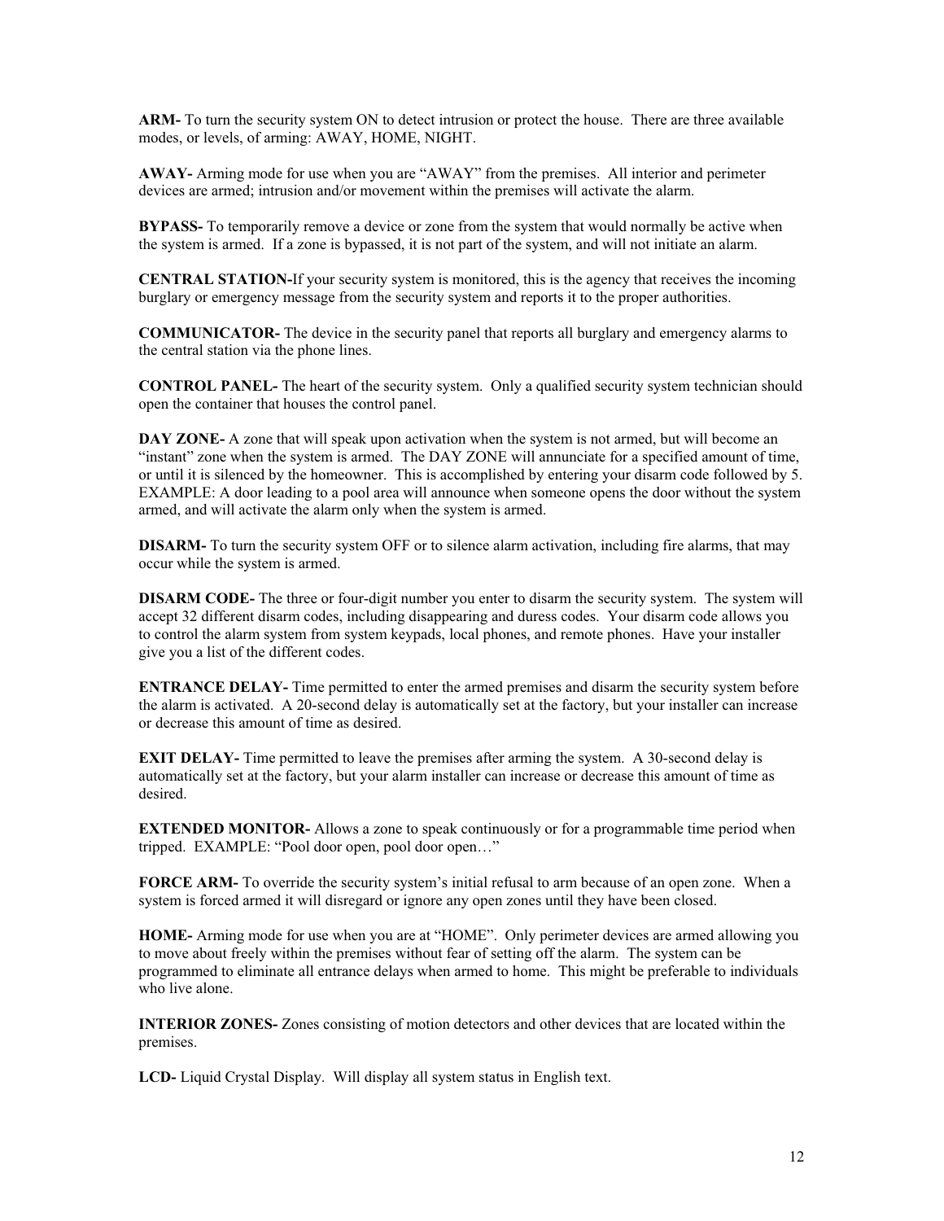**ARM-** To turn the security system ON to detect intrusion or protect the house. There are three available modes, or levels, of arming: AWAY, HOME, NIGHT.

**AWAY-** Arming mode for use when you are "AWAY" from the premises. All interior and perimeter devices are armed; intrusion and/or movement within the premises will activate the alarm.

**BYPASS-** To temporarily remove a device or zone from the system that would normally be active when the system is armed. If a zone is bypassed, it is not part of the system, and will not initiate an alarm.

**CENTRAL STATION-**If your security system is monitored, this is the agency that receives the incoming burglary or emergency message from the security system and reports it to the proper authorities.

**COMMUNICATOR-** The device in the security panel that reports all burglary and emergency alarms to the central station via the phone lines.

**CONTROL PANEL-** The heart of the security system. Only a qualified security system technician should open the container that houses the control panel.

**DAY ZONE-** A zone that will speak upon activation when the system is not armed, but will become an "instant" zone when the system is armed. The DAY ZONE will annunciate for a specified amount of time, or until it is silenced by the homeowner. This is accomplished by entering your disarm code followed by 5. EXAMPLE: A door leading to a pool area will announce when someone opens the door without the system armed, and will activate the alarm only when the system is armed.

**DISARM-** To turn the security system OFF or to silence alarm activation, including fire alarms, that may occur while the system is armed.

**DISARM CODE-** The three or four-digit number you enter to disarm the security system. The system will accept 32 different disarm codes, including disappearing and duress codes. Your disarm code allows you to control the alarm system from system keypads, local phones, and remote phones. Have your installer give you a list of the different codes.

**ENTRANCE DELAY-** Time permitted to enter the armed premises and disarm the security system before the alarm is activated. A 20-second delay is automatically set at the factory, but your installer can increase or decrease this amount of time as desired.

**EXIT DELAY-** Time permitted to leave the premises after arming the system. A 30-second delay is automatically set at the factory, but your alarm installer can increase or decrease this amount of time as desired.

**EXTENDED MONITOR-** Allows a zone to speak continuously or for a programmable time period when tripped. EXAMPLE: "Pool door open, pool door open…"

**FORCE ARM-** To override the security system's initial refusal to arm because of an open zone. When a system is forced armed it will disregard or ignore any open zones until they have been closed.

**HOME-** Arming mode for use when you are at "HOME". Only perimeter devices are armed allowing you to move about freely within the premises without fear of setting off the alarm. The system can be programmed to eliminate all entrance delays when armed to home. This might be preferable to individuals who live alone.

**INTERIOR ZONES-** Zones consisting of motion detectors and other devices that are located within the premises.

**LCD-** Liquid Crystal Display. Will display all system status in English text.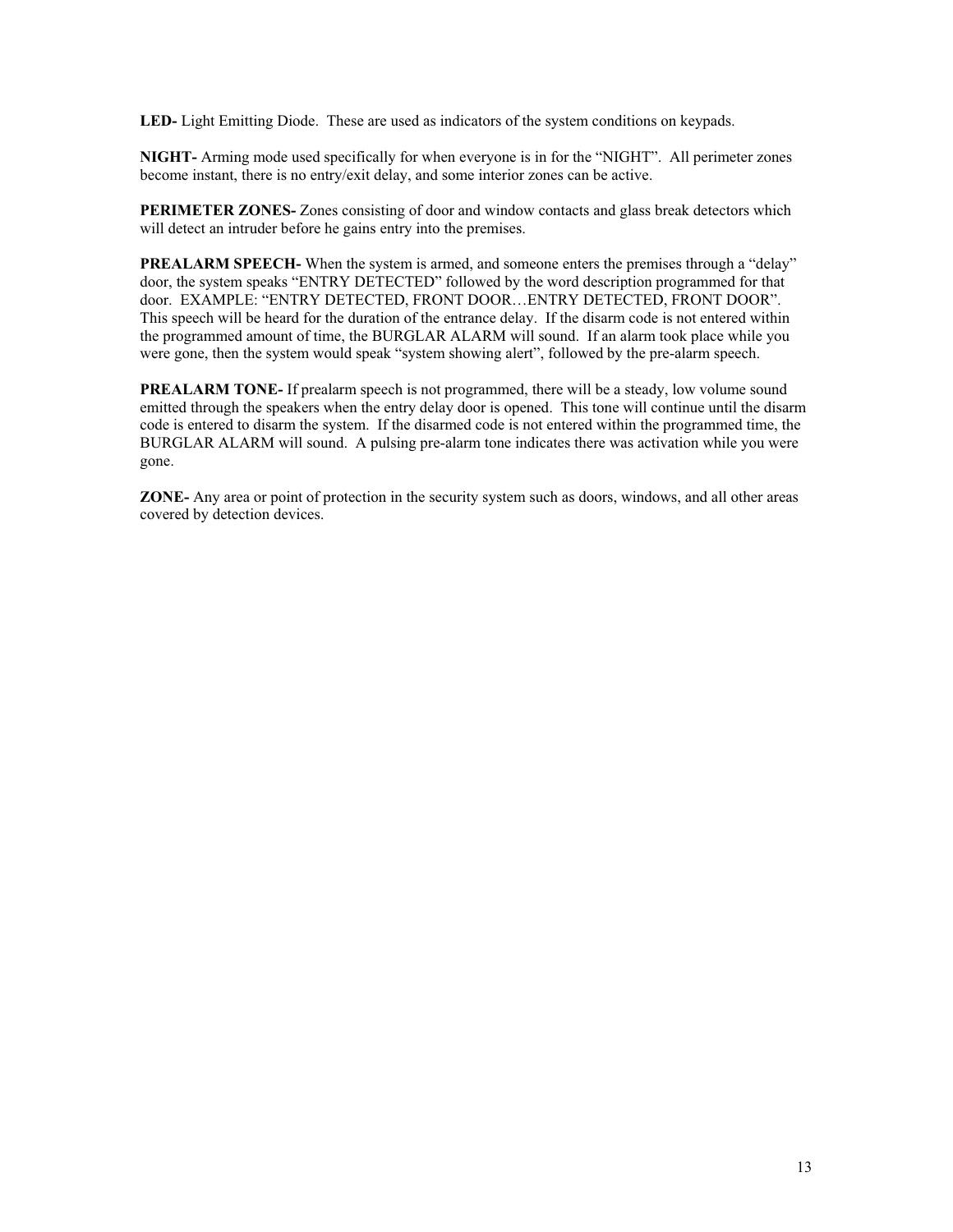**LED-** Light Emitting Diode. These are used as indicators of the system conditions on keypads.

**NIGHT-** Arming mode used specifically for when everyone is in for the "NIGHT". All perimeter zones become instant, there is no entry/exit delay, and some interior zones can be active.

**PERIMETER ZONES-** Zones consisting of door and window contacts and glass break detectors which will detect an intruder before he gains entry into the premises.

**PREALARM SPEECH-** When the system is armed, and someone enters the premises through a "delay" door, the system speaks "ENTRY DETECTED" followed by the word description programmed for that door. EXAMPLE: "ENTRY DETECTED, FRONT DOOR…ENTRY DETECTED, FRONT DOOR". This speech will be heard for the duration of the entrance delay. If the disarm code is not entered within the programmed amount of time, the BURGLAR ALARM will sound. If an alarm took place while you were gone, then the system would speak "system showing alert", followed by the pre-alarm speech.

**PREALARM TONE-** If prealarm speech is not programmed, there will be a steady, low volume sound emitted through the speakers when the entry delay door is opened. This tone will continue until the disarm code is entered to disarm the system. If the disarmed code is not entered within the programmed time, the BURGLAR ALARM will sound. A pulsing pre-alarm tone indicates there was activation while you were gone.

**ZONE-** Any area or point of protection in the security system such as doors, windows, and all other areas covered by detection devices.